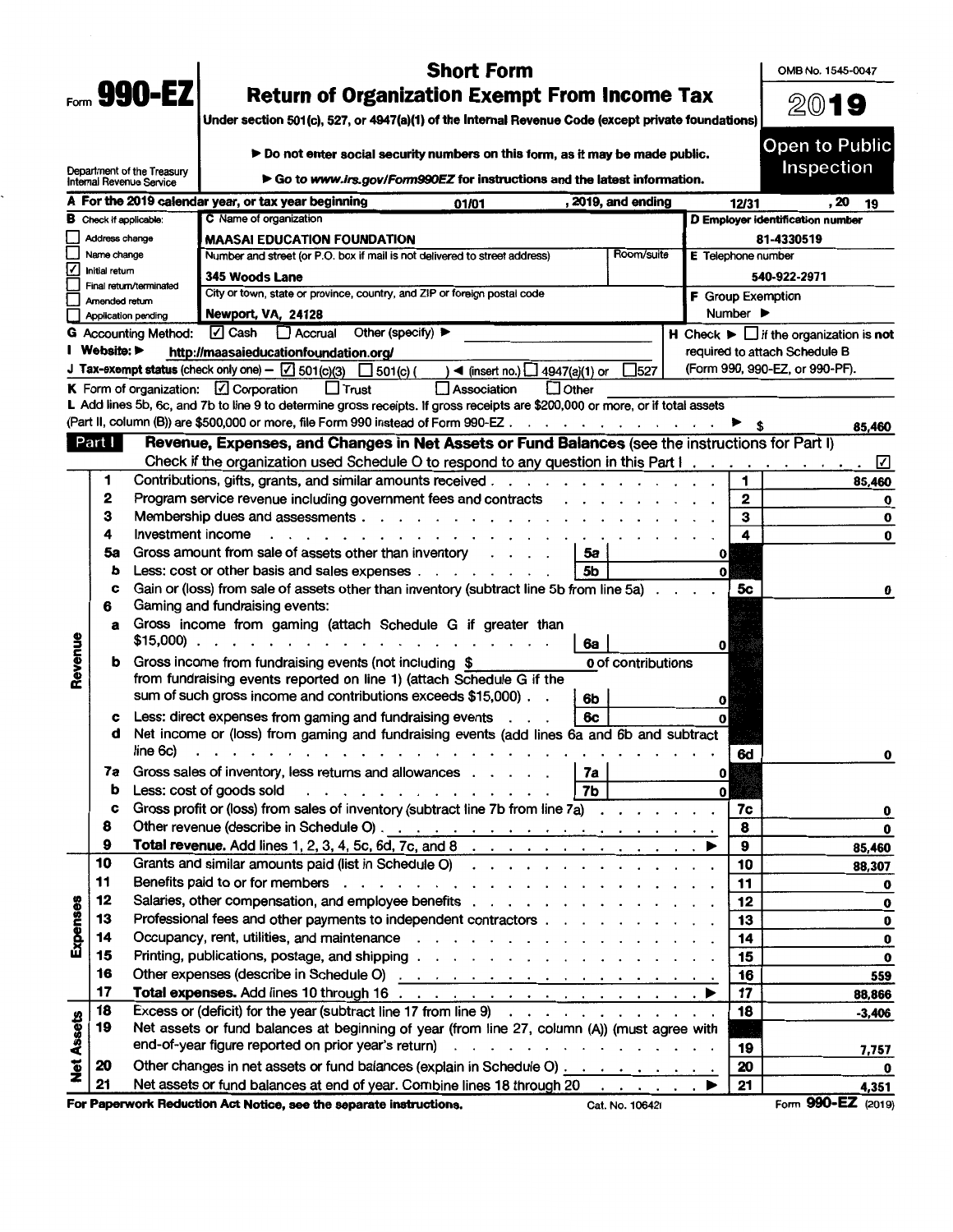# Form 990-EZ

## Short Form
## Return of Organization Exempt From Income Tax

**Under section 501(c), 527, or 4947(a)(1) of the Internal Revenue Code (except private foundations)**

▶ Do not enter social security numbers on this form, as it may be made public.

▶ Go to *www.irs.gov/Form990EZ* for instructions and the latest information.

Department of the Treasury
Internal Revenue Service

OMB No. 1545-0047

**2019**

**Open to Public Inspection**

**A** For the 2019 calendar year, or tax year beginning 01/01, 2019, and ending 12/31, 20 19

**B** Check if applicable:
- ☐ Address change
- ☐ Name change
- ☑ Initial return
- ☐ Final return/terminated
- ☐ Amended return
- ☐ Application pending

**C** Name of organization: **MAASAI EDUCATION FOUNDATION**

Number and street (or P.O. box if mail is not delivered to street address): 345 Woods Lane | Room/suite:

City or town, state or province, country, and ZIP or foreign postal code: Newport, VA, 24128

**D** Employer identification number: 81-4330519

**E** Telephone number: 540-922-2971

**F** Group Exemption Number ▶

**G** Accounting Method: ☑ Cash ☐ Accrual Other (specify) ▶

**H** Check ▶ ☐ if the organization is **not** required to attach Schedule B (Form 990, 990-EZ, or 990-PF).

**I** Website: ▶ http://maasaieducationfoundation.org/

**J** Tax-exempt status (check only one) – ☑ 501(c)(3) ☐ 501(c) ( ) ◀ (insert no.) ☐ 4947(a)(1) or ☐ 527

**K** Form of organization: ☑ Corporation ☐ Trust ☐ Association ☐ Other

**L** Add lines 5b, 6c, and 7b to line 9 to determine gross receipts. If gross receipts are $200,000 or more, or if total assets (Part II, column (B)) are $500,000 or more, file Form 990 instead of Form 990-EZ ▶ $ 85,460

## Part I — Revenue, Expenses, and Changes in Net Assets or Fund Balances (see the instructions for Part I)

Check if the organization used Schedule O to respond to any question in this Part I ☑

| Section | Line | Description | Sub-line | Sub-amount | Line | Amount |
|---|---|---|---|---|---|---|
| Revenue | 1 | Contributions, gifts, grants, and similar amounts received | | | 1 | 85,460 |
| | 2 | Program service revenue including government fees and contracts | | | 2 | 0 |
| | 3 | Membership dues and assessments | | | 3 | 0 |
| | 4 | Investment income | | | 4 | 0 |
| | 5a | Gross amount from sale of assets other than inventory | 5a | 0 | | |
| | b | Less: cost or other basis and sales expenses | 5b | 0 | | |
| | c | Gain or (loss) from sale of assets other than inventory (subtract line 5b from line 5a) | | | 5c | 0 |
| | 6 | Gaming and fundraising events: | | | | |
| | a | Gross income from gaming (attach Schedule G if greater than $15,000) | 6a | 0 | | |
| | b | Gross income from fundraising events (not including $ 0 of contributions from fundraising events reported on line 1) (attach Schedule G if the sum of such gross income and contributions exceeds $15,000) | 6b | 0 | | |
| | c | Less: direct expenses from gaming and fundraising events | 6c | 0 | | |
| | d | Net income or (loss) from gaming and fundraising events (add lines 6a and 6b and subtract line 6c) | | | 6d | 0 |
| | 7a | Gross sales of inventory, less returns and allowances | 7a | 0 | | |
| | b | Less: cost of goods sold | 7b | 0 | | |
| | c | Gross profit or (loss) from sales of inventory (subtract line 7b from line 7a) | | | 7c | 0 |
| | 8 | Other revenue (describe in Schedule O) | | | 8 | 0 |
| | 9 | **Total revenue.** Add lines 1, 2, 3, 4, 5c, 6d, 7c, and 8 ▶ | | | 9 | 85,460 |
| Expenses | 10 | Grants and similar amounts paid (list in Schedule O) | | | 10 | 88,307 |
| | 11 | Benefits paid to or for members | | | 11 | 0 |
| | 12 | Salaries, other compensation, and employee benefits | | | 12 | 0 |
| | 13 | Professional fees and other payments to independent contractors | | | 13 | 0 |
| | 14 | Occupancy, rent, utilities, and maintenance | | | 14 | 0 |
| | 15 | Printing, publications, postage, and shipping | | | 15 | 0 |
| | 16 | Other expenses (describe in Schedule O) | | | 16 | 559 |
| | 17 | **Total expenses.** Add lines 10 through 16 ▶ | | | 17 | 88,866 |
| Net Assets | 18 | Excess or (deficit) for the year (subtract line 17 from line 9) | | | 18 | -3,406 |
| | 19 | Net assets or fund balances at beginning of year (from line 27, column (A)) (must agree with end-of-year figure reported on prior year's return) | | | 19 | 7,757 |
| | 20 | Other changes in net assets or fund balances (explain in Schedule O) | | | 20 | 0 |
| | 21 | Net assets or fund balances at end of year. Combine lines 18 through 20 ▶ | | | 21 | 4,351 |

**For Paperwork Reduction Act Notice, see the separate instructions.** Cat. No. 10642I Form **990-EZ** (2019)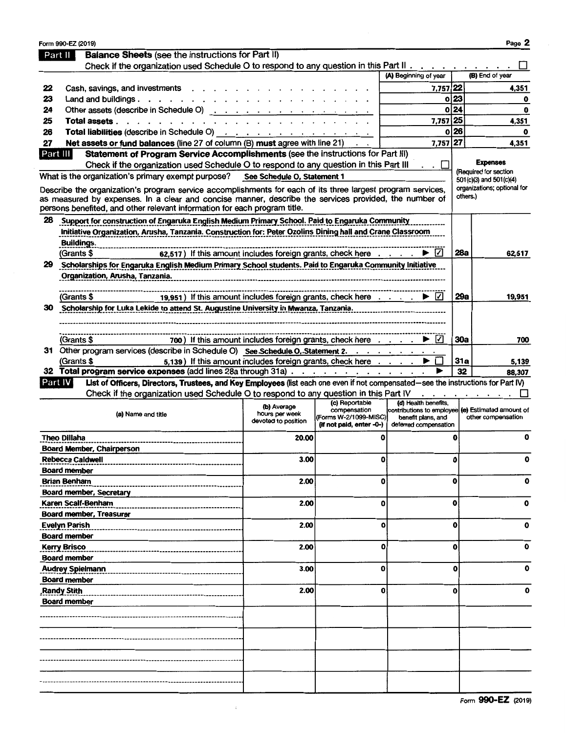Form 990-EZ (2019)

## Part II Balance Sheets (see the instructions for Part II)

Check if the organization used Schedule O to respond to any question in this Part II . . . ☐

| | | (A) Beginning of year | | (B) End of year |
|---|---|---|---|---|
| 22 | Cash, savings, and investments | 7,757 | 22 | 4,351 |
| 23 | Land and buildings | 0 | 23 | 0 |
| 24 | Other assets (describe in Schedule O) | 0 | 24 | 0 |
| 25 | **Total assets** | 7,757 | 25 | 4,351 |
| 26 | **Total liabilities** (describe in Schedule O) | 0 | 26 | 0 |
| 27 | **Net assets or fund balances** (line 27 of column (B) **must** agree with line 21) | 7,757 | 27 | 4,351 |

## Part III Statement of Program Service Accomplishments (see the instructions for Part III)

Check if the organization used Schedule O to respond to any question in this Part III . . ☐

What is the organization's primary exempt purpose? See Schedule O, Statement 1

Describe the organization's program service accomplishments for each of its three largest program services, as measured by expenses. In a clear and concise manner, describe the services provided, the number of persons benefited, and other relevant information for each program title.

**Expenses** (Required for section 501(c)(3) and 501(c)(4) organizations; optional for others.)

| | Description | | Expenses |
|---|---|---|---|
| 28 | Support for construction of Engaruka English Medium Primary School. Paid to Engaruka Community Initiative Organization, Arusha, Tanzania. Construction for: Peter Ozolins Dining hall and Crane Classroom Buildings. (Grants $ 62,517) If this amount includes foreign grants, check here ▶ ☑ | 28a | 62,517 |
| 29 | Scholarships for Engaruka English Medium Primary School students. Paid to Engaruka Community Initiative Organization, Arusha, Tanzania. (Grants $ 19,951) If this amount includes foreign grants, check here ▶ ☑ | 29a | 19,951 |
| 30 | Scholarship for Luka Lekide to attend St. Augustine University in Mwanza, Tanzania. (Grants $ 700) If this amount includes foreign grants, check here ▶ ☑ | 30a | 700 |
| 31 | Other program services (describe in Schedule O) See Schedule O, Statement 2. (Grants $ 5,139) If this amount includes foreign grants, check here ▶ ☐ | 31a | 5,139 |
| 32 | **Total program service expenses** (add lines 28a through 31a) ▶ | 32 | 88,307 |

## Part IV List of Officers, Directors, Trustees, and Key Employees (list each one even if not compensated—see the instructions for Part IV)

Check if the organization used Schedule O to respond to any question in this Part IV . . . ☐

| (a) Name and title | (b) Average hours per week devoted to position | (c) Reportable compensation (Forms W-2/1099-MISC) (If not paid, enter -0-) | (d) Health benefits, contributions to employee benefit plans, and deferred compensation | (e) Estimated amount of other compensation |
|---|---|---|---|---|
| Theo Dillaha<br>Board Member, Chairperson | 20.00 | 0 | 0 | 0 |
| Rebecca Caldwell<br>Board member | 3.00 | 0 | 0 | 0 |
| Brian Benham<br>Board member, Secretary | 2.00 | 0 | 0 | 0 |
| Karen Scalf-Benham<br>Board member, Treasurer | 2.00 | 0 | 0 | 0 |
| Evelyn Parish<br>Board member | 2.00 | 0 | 0 | 0 |
| Kerry Brisco<br>Board member | 2.00 | 0 | 0 | 0 |
| Audrey Spielmann<br>Board member | 3.00 | 0 | 0 | 0 |
| Randy Stith<br>Board member | 2.00 | 0 | 0 | 0 |

Form **990-EZ** (2019)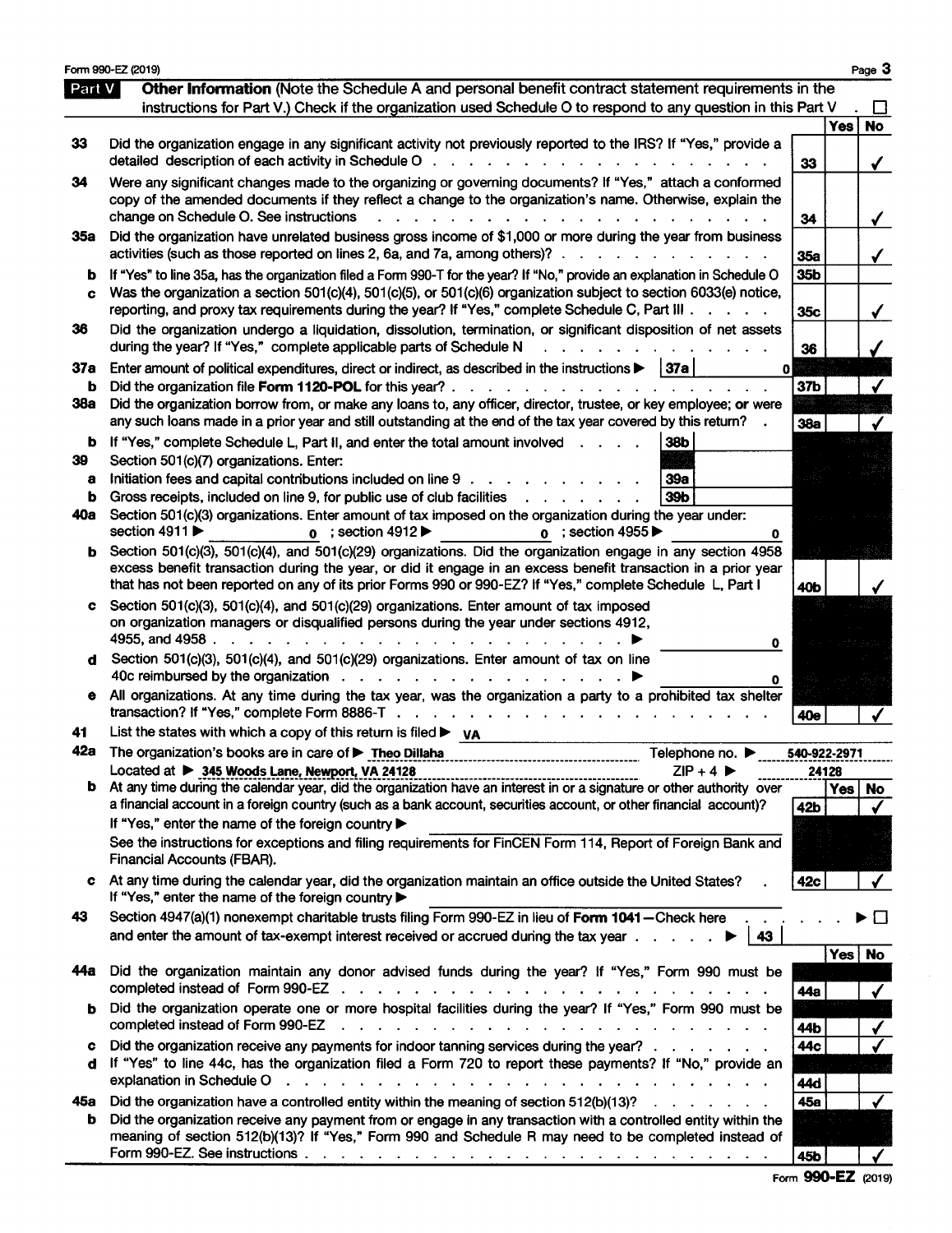Form 990-EZ (2019)

## Part V Other Information

(Note the Schedule A and personal benefit contract statement requirements in the instructions for Part V.) Check if the organization used Schedule O to respond to any question in this Part V . ☐

| | Question | Line | Yes | No |
|---|---|---|---|---|
| 33 | Did the organization engage in any significant activity not previously reported to the IRS? If "Yes," provide a detailed description of each activity in Schedule O | 33 | | ✓ |
| 34 | Were any significant changes made to the organizing or governing documents? If "Yes," attach a conformed copy of the amended documents if they reflect a change to the organization's name. Otherwise, explain the change on Schedule O. See instructions | 34 | | ✓ |
| 35a | Did the organization have unrelated business gross income of $1,000 or more during the year from business activities (such as those reported on lines 2, 6a, and 7a, among others)? | 35a | | ✓ |
| b | If "Yes" to line 35a, has the organization filed a Form 990-T for the year? If "No," provide an explanation in Schedule O | 35b | | |
| c | Was the organization a section 501(c)(4), 501(c)(5), or 501(c)(6) organization subject to section 6033(e) notice, reporting, and proxy tax requirements during the year? If "Yes," complete Schedule C, Part III | 35c | | ✓ |
| 36 | Did the organization undergo a liquidation, dissolution, termination, or significant disposition of net assets during the year? If "Yes," complete applicable parts of Schedule N | 36 | | ✓ |
| 37a | Enter amount of political expenditures, direct or indirect, as described in the instructions ▶ 37a: 0 | | | |
| b | Did the organization file **Form 1120-POL** for this year? | 37b | | ✓ |
| 38a | Did the organization borrow from, or make any loans to, any officer, director, trustee, or key employee; **or** were any such loans made in a prior year and still outstanding at the end of the tax year covered by this return? | 38a | | ✓ |
| b | If "Yes," complete Schedule L, Part II, and enter the total amount involved ... 38b | | | |
| 39 | Section 501(c)(7) organizations. Enter: | | | |
| a | Initiation fees and capital contributions included on line 9 ... 39a | | | |
| b | Gross receipts, included on line 9, for public use of club facilities ... 39b | | | |
| 40a | Section 501(c)(3) organizations. Enter amount of tax imposed on the organization during the year under: section 4911 ▶ 0 ; section 4912 ▶ 0 ; section 4955 ▶ 0 | | | |
| b | Section 501(c)(3), 501(c)(4), and 501(c)(29) organizations. Did the organization engage in any section 4958 excess benefit transaction during the year, or did it engage in an excess benefit transaction in a prior year that has not been reported on any of its prior Forms 990 or 990-EZ? If "Yes," complete Schedule L, Part I | 40b | | ✓ |
| c | Section 501(c)(3), 501(c)(4), and 501(c)(29) organizations. Enter amount of tax imposed on organization managers or disqualified persons during the year under sections 4912, 4955, and 4958 ▶ 0 | | | |
| d | Section 501(c)(3), 501(c)(4), and 501(c)(29) organizations. Enter amount of tax on line 40c reimbursed by the organization ▶ 0 | | | |
| e | All organizations. At any time during the tax year, was the organization a party to a prohibited tax shelter transaction? If "Yes," complete Form 8886-T | 40e | | ✓ |

**41** List the states with which a copy of this return is filed ▶ VA

**42a** The organization's books are in care of ▶ Theo Dillaha Telephone no. ▶ 540-922-2971
Located at ▶ 345 Woods Lane, Newport, VA 24128 ZIP + 4 ▶ 24128

| | Question | Line | Yes | No |
|---|---|---|---|---|
| 42b | At any time during the calendar year, did the organization have an interest in or a signature or other authority over a financial account in a foreign country (such as a bank account, securities account, or other financial account)? If "Yes," enter the name of the foreign country ▶ See the instructions for exceptions and filing requirements for FinCEN Form 114, Report of Foreign Bank and Financial Accounts (FBAR). | 42b | | ✓ |
| c | At any time during the calendar year, did the organization maintain an office outside the United States? If "Yes," enter the name of the foreign country ▶ | 42c | | ✓ |

**43** Section 4947(a)(1) nonexempt charitable trusts filing Form 990-EZ in lieu of **Form 1041**—Check here ▶ ☐ and enter the amount of tax-exempt interest received or accrued during the tax year ▶ 43

| | Question | Line | Yes | No |
|---|---|---|---|---|
| 44a | Did the organization maintain any donor advised funds during the year? If "Yes," Form 990 must be completed instead of Form 990-EZ | 44a | | ✓ |
| b | Did the organization operate one or more hospital facilities during the year? If "Yes," Form 990 must be completed instead of Form 990-EZ | 44b | | ✓ |
| c | Did the organization receive any payments for indoor tanning services during the year? | 44c | | ✓ |
| d | If "Yes" to line 44c, has the organization filed a Form 720 to report these payments? If "No," provide an explanation in Schedule O | 44d | | |
| 45a | Did the organization have a controlled entity within the meaning of section 512(b)(13)? | 45a | | ✓ |
| b | Did the organization receive any payment from or engage in any transaction with a controlled entity within the meaning of section 512(b)(13)? If "Yes," Form 990 and Schedule R may need to be completed instead of Form 990-EZ. See instructions | 45b | | ✓ |

Form **990-EZ** (2019)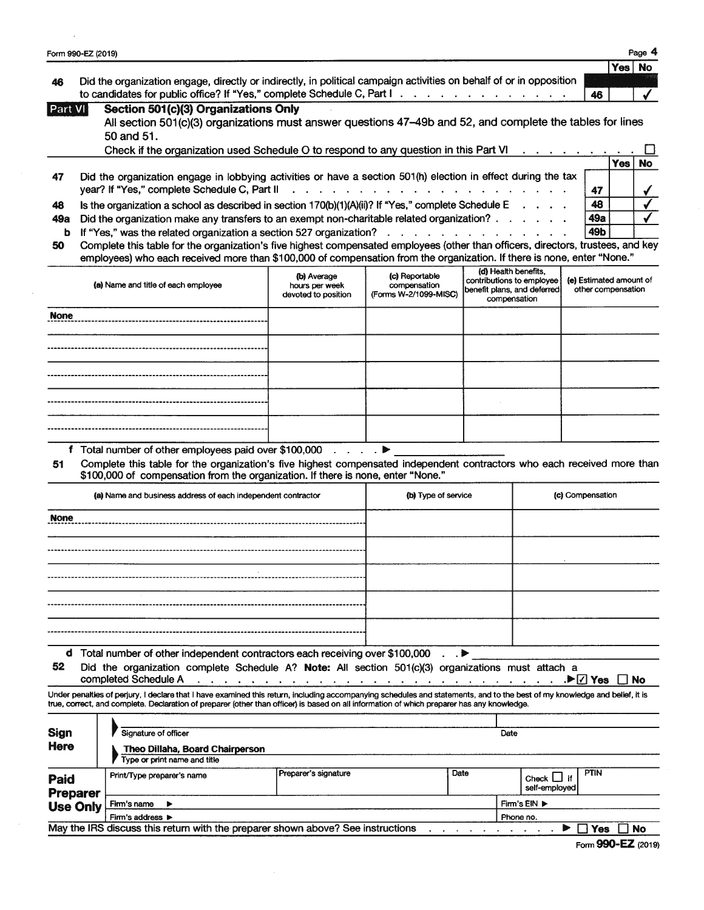Form 990-EZ (2019)

| | | | Yes | No |
|---|---|---|---|---|
| 46 | Did the organization engage, directly or indirectly, in political campaign activities on behalf of or in opposition to candidates for public office? If "Yes," complete Schedule C, Part I | 46 | | ✓ |

## Part VI Section 501(c)(3) Organizations Only

All section 501(c)(3) organizations must answer questions 47–49b and 52, and complete the tables for lines 50 and 51.

Check if the organization used Schedule O to respond to any question in this Part VI ☐

| | | | Yes | No |
|---|---|---|---|---|
| 47 | Did the organization engage in lobbying activities or have a section 501(h) election in effect during the tax year? If "Yes," complete Schedule C, Part II | 47 | | ✓ |
| 48 | Is the organization a school as described in section 170(b)(1)(A)(ii)? If "Yes," complete Schedule E | 48 | | ✓ |
| 49a | Did the organization make any transfers to an exempt non-charitable related organization? | 49a | | ✓ |
| b | If "Yes," was the related organization a section 527 organization? | 49b | | |

**50** Complete this table for the organization's five highest compensated employees (other than officers, directors, trustees, and key employees) who each received more than $100,000 of compensation from the organization. If there is none, enter "None."

| (a) Name and title of each employee | (b) Average hours per week devoted to position | (c) Reportable compensation (Forms W-2/1099-MISC) | (d) Health benefits, contributions to employee benefit plans, and deferred compensation | (e) Estimated amount of other compensation |
|---|---|---|---|---|
| None | | | | |
| | | | | |
| | | | | |
| | | | | |
| | | | | |

**f** Total number of other employees paid over $100,000 ▶

**51** Complete this table for the organization's five highest compensated independent contractors who each received more than $100,000 of compensation from the organization. If there is none, enter "None."

| (a) Name and business address of each independent contractor | (b) Type of service | (c) Compensation |
|---|---|---|
| None | | |
| | | |
| | | |
| | | |
| | | |

**d** Total number of other independent contractors each receiving over $100,000 ▶

**52** Did the organization complete Schedule A? **Note:** All section 501(c)(3) organizations must attach a completed Schedule A ▶ ☑ Yes ☐ No

Under penalties of perjury, I declare that I have examined this return, including accompanying schedules and statements, and to the best of my knowledge and belief, it is true, correct, and complete. Declaration of preparer (other than officer) is based on all information of which preparer has any knowledge.

**Sign Here**

Signature of officer | Date

Theo Dillaha, Board Chairperson
Type or print name and title

| **Paid Preparer Use Only** | Print/Type preparer's name | Preparer's signature | Date | Check ☐ if self-employed | PTIN |
|---|---|---|---|---|---|
| | Firm's name ▶ | | | Firm's EIN ▶ | |
| | Firm's address ▶ | | | Phone no. | |

May the IRS discuss this return with the preparer shown above? See instructions ▶ ☐ Yes ☐ No

Form **990-EZ** (2019)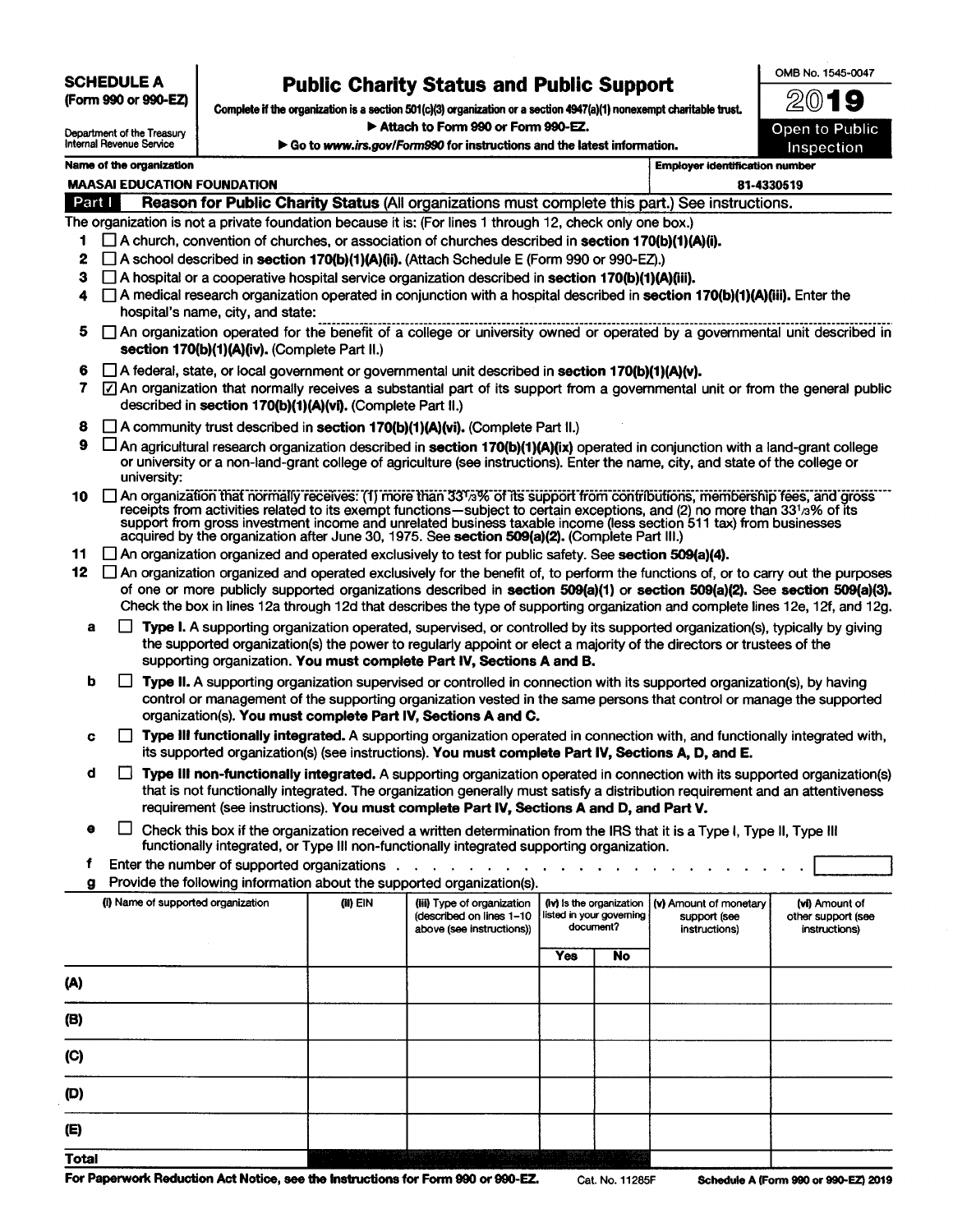**SCHEDULE A**
**(Form 990 or 990-EZ)**

Department of the Treasury
Internal Revenue Service

# Public Charity Status and Public Support

**Complete if the organization is a section 501(c)(3) organization or a section 4947(a)(1) nonexempt charitable trust.**
▶ Attach to Form 990 or Form 990-EZ.
▶ Go to *www.irs.gov/Form990* for instructions and the latest information.

OMB No. 1545-0047
**2019**
**Open to Public Inspection**

| Name of the organization | Employer identification number |
|---|---|
| MAASAI EDUCATION FOUNDATION | 81-4330519 |

## Part I — Reason for Public Charity Status (All organizations must complete this part.) See instructions.

The organization is not a private foundation because it is: (For lines 1 through 12, check only one box.)

1. ☐ A church, convention of churches, or association of churches described in **section 170(b)(1)(A)(i).**
2. ☐ A school described in **section 170(b)(1)(A)(ii).** (Attach Schedule E (Form 990 or 990-EZ).)
3. ☐ A hospital or a cooperative hospital service organization described in **section 170(b)(1)(A)(iii).**
4. ☐ A medical research organization operated in conjunction with a hospital described in **section 170(b)(1)(A)(iii).** Enter the hospital's name, city, and state:
5. ☐ An organization operated for the benefit of a college or university owned or operated by a governmental unit described in **section 170(b)(1)(A)(iv).** (Complete Part II.)
6. ☐ A federal, state, or local government or governmental unit described in **section 170(b)(1)(A)(v).**
7. ☑ An organization that normally receives a substantial part of its support from a governmental unit or from the general public described in **section 170(b)(1)(A)(vi).** (Complete Part II.)
8. ☐ A community trust described in **section 170(b)(1)(A)(vi).** (Complete Part II.)
9. ☐ An agricultural research organization described in **section 170(b)(1)(A)(ix)** operated in conjunction with a land-grant college or university or a non-land-grant college of agriculture (see instructions). Enter the name, city, and state of the college or university:
10. ☐ An organization that normally receives: (1) more than 33⅓% of its support from contributions, membership fees, and gross receipts from activities related to its exempt functions—subject to certain exceptions, and (2) no more than 33⅓% of its support from gross investment income and unrelated business taxable income (less section 511 tax) from businesses acquired by the organization after June 30, 1975. See **section 509(a)(2).** (Complete Part III.)
11. ☐ An organization organized and operated exclusively to test for public safety. See **section 509(a)(4).**
12. ☐ An organization organized and operated exclusively for the benefit of, to perform the functions of, or to carry out the purposes of one or more publicly supported organizations described in **section 509(a)(1)** or **section 509(a)(2).** See **section 509(a)(3).** Check the box in lines 12a through 12d that describes the type of supporting organization and complete lines 12e, 12f, and 12g.
   - **a** ☐ **Type I.** A supporting organization operated, supervised, or controlled by its supported organization(s), typically by giving the supported organization(s) the power to regularly appoint or elect a majority of the directors or trustees of the supporting organization. **You must complete Part IV, Sections A and B.**
   - **b** ☐ **Type II.** A supporting organization supervised or controlled in connection with its supported organization(s), by having control or management of the supporting organization vested in the same persons that control or manage the supported organization(s). **You must complete Part IV, Sections A and C.**
   - **c** ☐ **Type III functionally integrated.** A supporting organization operated in connection with, and functionally integrated with, its supported organization(s) (see instructions). **You must complete Part IV, Sections A, D, and E.**
   - **d** ☐ **Type III non-functionally integrated.** A supporting organization operated in connection with its supported organization(s) that is not functionally integrated. The organization generally must satisfy a distribution requirement and an attentiveness requirement (see instructions). **You must complete Part IV, Sections A and D, and Part V.**
   - **e** ☐ Check this box if the organization received a written determination from the IRS that it is a Type I, Type II, Type III functionally integrated, or Type III non-functionally integrated supporting organization.
   - **f** Enter the number of supported organizations
   - **g** Provide the following information about the supported organization(s).

| | (i) Name of supported organization | (ii) EIN | (iii) Type of organization (described on lines 1–10 above (see instructions)) | (iv) Is the organization listed in your governing document? Yes | No | (v) Amount of monetary support (see instructions) | (vi) Amount of other support (see instructions) |
|---|---|---|---|---|---|---|---|
| (A) | | | | | | | |
| (B) | | | | | | | |
| (C) | | | | | | | |
| (D) | | | | | | | |
| (E) | | | | | | | |
| **Total** | | | | | | | |

**For Paperwork Reduction Act Notice, see the Instructions for Form 990 or 990-EZ.** Cat. No. 11285F **Schedule A (Form 990 or 990-EZ) 2019**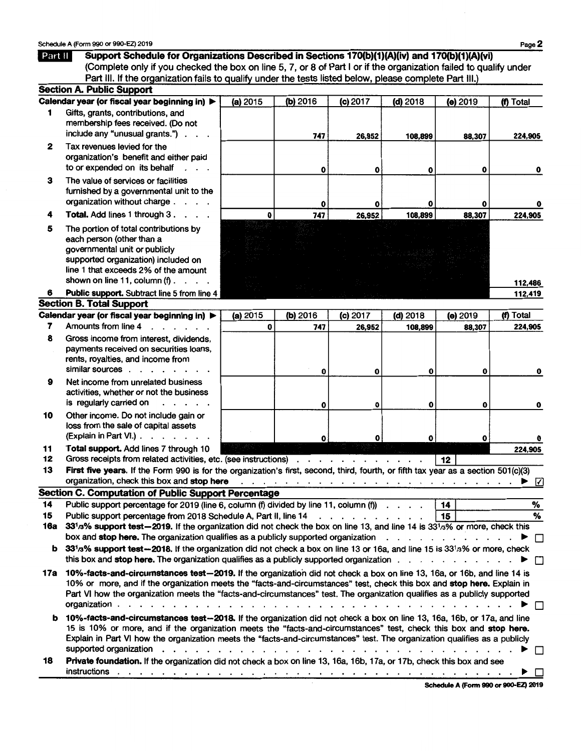Schedule A (Form 990 or 990-EZ) 2019

## Part II Support Schedule for Organizations Described in Sections 170(b)(1)(A)(iv) and 170(b)(1)(A)(vi)

(Complete only if you checked the box on line 5, 7, or 8 of Part I or if the organization failed to qualify under Part III. If the organization fails to qualify under the tests listed below, please complete Part III.)

### Section A. Public Support

| | Calendar year (or fiscal year beginning in) ▶ | (a) 2015 | (b) 2016 | (c) 2017 | (d) 2018 | (e) 2019 | (f) Total |
|---|---|---|---|---|---|---|---|
| 1 | Gifts, grants, contributions, and membership fees received. (Do not include any "unusual grants.") | | 747 | 26,952 | 108,899 | 88,307 | 224,905 |
| 2 | Tax revenues levied for the organization's benefit and either paid to or expended on its behalf | | 0 | 0 | 0 | 0 | 0 |
| 3 | The value of services or facilities furnished by a governmental unit to the organization without charge | | 0 | 0 | 0 | 0 | 0 |
| 4 | **Total.** Add lines 1 through 3 | 0 | 747 | 26,952 | 108,899 | 88,307 | 224,905 |
| 5 | The portion of total contributions by each person (other than a governmental unit or publicly supported organization) included on line 1 that exceeds 2% of the amount shown on line 11, column (f) | | | | | | 112,486 |
| 6 | **Public support.** Subtract line 5 from line 4 | | | | | | 112,419 |

### Section B. Total Support

| | Calendar year (or fiscal year beginning in) ▶ | (a) 2015 | (b) 2016 | (c) 2017 | (d) 2018 | (e) 2019 | (f) Total |
|---|---|---|---|---|---|---|---|
| 7 | Amounts from line 4 | 0 | 747 | 26,952 | 108,899 | 88,307 | 224,905 |
| 8 | Gross income from interest, dividends, payments received on securities loans, rents, royalties, and income from similar sources | | 0 | 0 | 0 | 0 | 0 |
| 9 | Net income from unrelated business activities, whether or not the business is regularly carried on | | 0 | 0 | 0 | 0 | 0 |
| 10 | Other income. Do not include gain or loss from the sale of capital assets (Explain in Part VI.) | | 0 | 0 | 0 | 0 | 0 |
| 11 | **Total support.** Add lines 7 through 10 | | | | | | 224,905 |

12 Gross receipts from related activities, etc. (see instructions) | 12 |

13 **First five years.** If the Form 990 is for the organization's first, second, third, fourth, or fifth tax year as a section 501(c)(3) organization, check this box and **stop here** ▶ ☑

### Section C. Computation of Public Support Percentage

14 Public support percentage for 2019 (line 6, column (f) divided by line 11, column (f)) | 14 | %

15 Public support percentage from 2018 Schedule A, Part II, line 14 | 15 | %

16a **33⅓% support test—2019.** If the organization did not check the box on line 13, and line 14 is 33⅓% or more, check this box and **stop here.** The organization qualifies as a publicly supported organization ▶ ☐

b **33⅓% support test—2018.** If the organization did not check a box on line 13 or 16a, and line 15 is 33⅓% or more, check this box and **stop here.** The organization qualifies as a publicly supported organization ▶ ☐

17a **10%-facts-and-circumstances test—2019.** If the organization did not check a box on line 13, 16a, or 16b, and line 14 is 10% or more, and if the organization meets the "facts-and-circumstances" test, check this box and **stop here.** Explain in Part VI how the organization meets the "facts-and-circumstances" test. The organization qualifies as a publicly supported organization ▶ ☐

b **10%-facts-and-circumstances test—2018.** If the organization did not check a box on line 13, 16a, 16b, or 17a, and line 15 is 10% or more, and if the organization meets the "facts-and-circumstances" test, check this box and **stop here.** Explain in Part VI how the organization meets the "facts-and-circumstances" test. The organization qualifies as a publicly supported organization ▶ ☐

18 **Private foundation.** If the organization did not check a box on line 13, 16a, 16b, 17a, or 17b, check this box and see instructions ▶ ☐

**Schedule A (Form 990 or 990-EZ) 2019**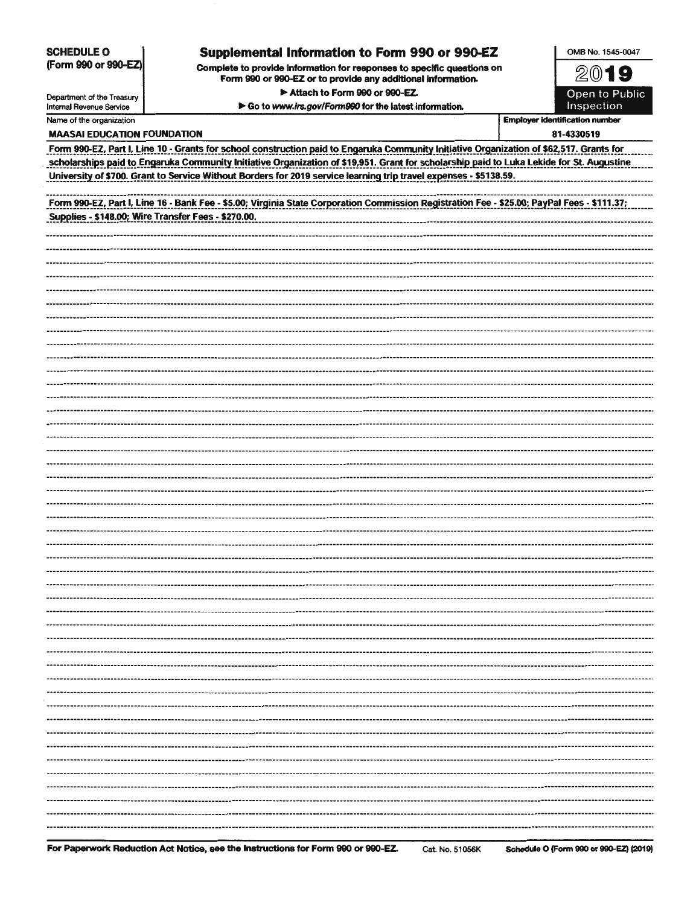**SCHEDULE O (Form 990 or 990-EZ)**

Department of the Treasury
Internal Revenue Service

# Supplemental Information to Form 990 or 990-EZ

**Complete to provide information for responses to specific questions on Form 990 or 990-EZ or to provide any additional information.**

▶ Attach to Form 990 or 990-EZ.

▶ Go to *www.irs.gov/Form990* for the latest information.

OMB No. 1545-0047

**2019**

**Open to Public Inspection**

| Name of the organization | Employer identification number |
| --- | --- |
| MAASAI EDUCATION FOUNDATION | 81-4330519 |

Form 990-EZ, Part I, Line 10 - Grants for school construction paid to Engaruka Community Initiative Organization of $62,517. Grants for scholarships paid to Engaruka Community Initiative Organization of $19,951. Grant for scholarship paid to Luka Lekide for St. Augustine University of $700. Grant to Service Without Borders for 2019 service learning trip travel expenses - $5138.59.

Form 990-EZ, Part I, Line 16 - Bank Fee - $5.00; Virginia State Corporation Commission Registration Fee - $25.00; PayPal Fees - $111.37; Supplies - $148.00; Wire Transfer Fees - $270.00.

For Paperwork Reduction Act Notice, see the Instructions for Form 990 or 990-EZ. Cat. No. 51056K Schedule O (Form 990 or 990-EZ) (2019)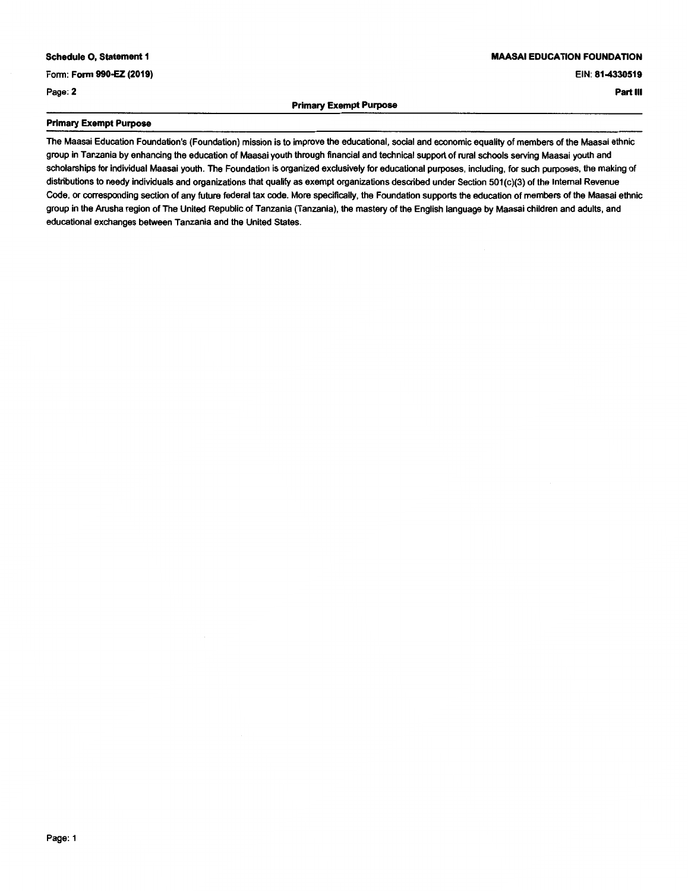**Schedule O, Statement 1**

Form: **Form 990-EZ (2019)**

Page: **2**

**MAASAI EDUCATION FOUNDATION**

EIN: **81-4330519**

**Part III**

**Primary Exempt Purpose**

## Primary Exempt Purpose

The Maasai Education Foundation's (Foundation) mission is to improve the educational, social and economic equality of members of the Maasai ethnic group in Tanzania by enhancing the education of Maasai youth through financial and technical support of rural schools serving Maasai youth and scholarships for individual Maasai youth. The Foundation is organized exclusively for educational purposes, including, for such purposes, the making of distributions to needy individuals and organizations that qualify as exempt organizations described under Section 501(c)(3) of the Internal Revenue Code, or corresponding section of any future federal tax code. More specifically, the Foundation supports the education of members of the Maasai ethnic group in the Arusha region of The United Republic of Tanzania (Tanzania), the mastery of the English language by Maasai children and adults, and educational exchanges between Tanzania and the United States.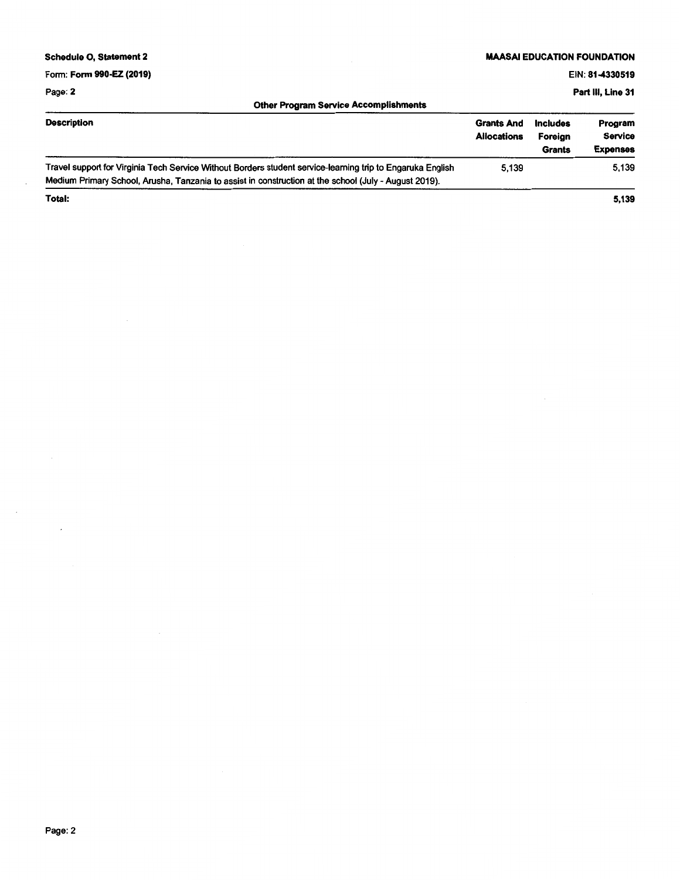Schedule O, Statement 2

MAASAI EDUCATION FOUNDATION

Form: Form 990-EZ (2019)

EIN: 81-4330519

Part III, Line 31

## Other Program Service Accomplishments

| Description | Grants And Allocations | Includes Foreign Grants | Program Service Expenses |
|---|---|---|---|
| Travel support for Virginia Tech Service Without Borders student service-learning trip to Engaruka English Medium Primary School, Arusha, Tanzania to assist in construction at the school (July - August 2019). | 5,139 | | 5,139 |
| **Total:** | | | **5,139** |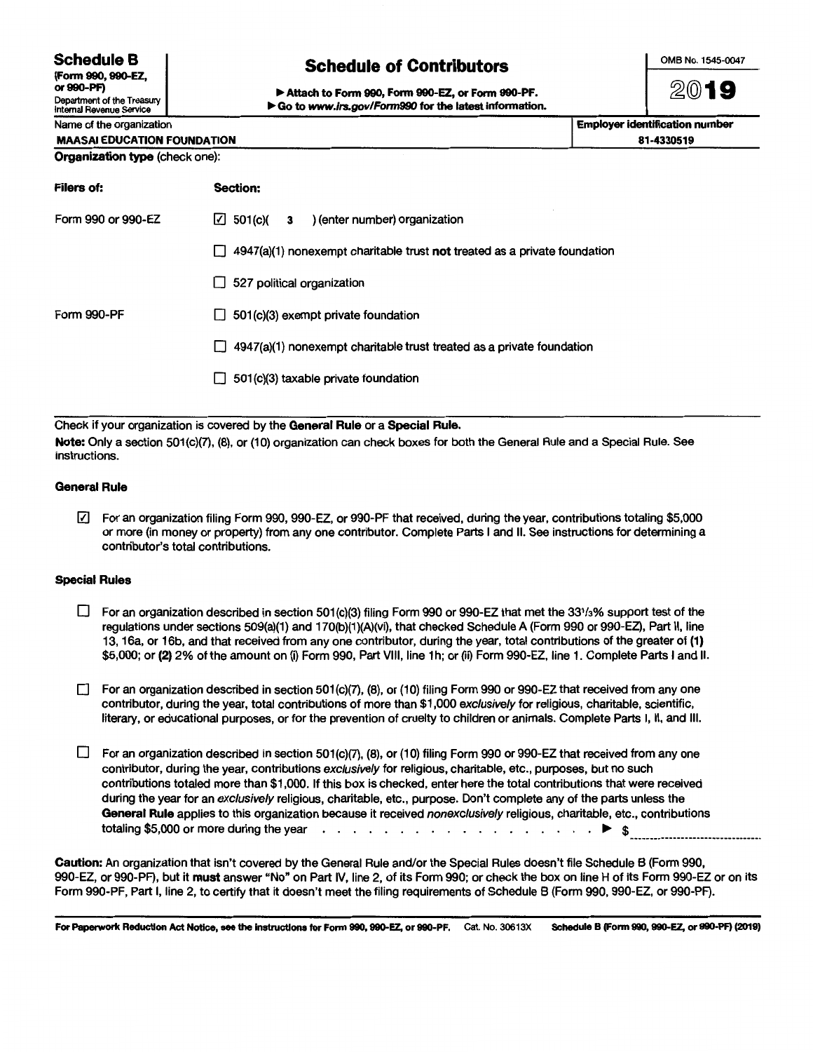# Schedule B

**(Form 990, 990-EZ, or 990-PF)**
Department of the Treasury
Internal Revenue Service

## Schedule of Contributors

▶ Attach to Form 990, Form 990-EZ, or Form 990-PF.
▶ Go to *www.irs.gov/Form990* for the latest information.

OMB No. 1545-0047

**2019**

| Name of the organization | Employer identification number |
|---|---|
| MAASAI EDUCATION FOUNDATION | 81-4330519 |

**Organization type** (check one):

| Filers of: | Section: |
|---|---|
| Form 990 or 990-EZ | ☑ 501(c)( 3 ) (enter number) organization |
| | ☐ 4947(a)(1) nonexempt charitable trust **not** treated as a private foundation |
| | ☐ 527 political organization |
| Form 990-PF | ☐ 501(c)(3) exempt private foundation |
| | ☐ 4947(a)(1) nonexempt charitable trust treated as a private foundation |
| | ☐ 501(c)(3) taxable private foundation |

Check if your organization is covered by the **General Rule** or a **Special Rule.**

**Note:** Only a section 501(c)(7), (8), or (10) organization can check boxes for both the General Rule and a Special Rule. See instructions.

### General Rule

☑ For an organization filing Form 990, 990-EZ, or 990-PF that received, during the year, contributions totaling $5,000 or more (in money or property) from any one contributor. Complete Parts I and II. See instructions for determining a contributor's total contributions.

### Special Rules

☐ For an organization described in section 501(c)(3) filing Form 990 or 990-EZ that met the 33 1/3% support test of the regulations under sections 509(a)(1) and 170(b)(1)(A)(vi), that checked Schedule A (Form 990 or 990-EZ), Part II, line 13, 16a, or 16b, and that received from any one contributor, during the year, total contributions of the greater of **(1)** $5,000; or **(2)** 2% of the amount on (i) Form 990, Part VIII, line 1h; or (ii) Form 990-EZ, line 1. Complete Parts I and II.

☐ For an organization described in section 501(c)(7), (8), or (10) filing Form 990 or 990-EZ that received from any one contributor, during the year, total contributions of more than $1,000 *exclusively* for religious, charitable, scientific, literary, or educational purposes, or for the prevention of cruelty to children or animals. Complete Parts I, II, and III.

☐ For an organization described in section 501(c)(7), (8), or (10) filing Form 990 or 990-EZ that received from any one contributor, during the year, contributions *exclusively* for religious, charitable, etc., purposes, but no such contributions totaled more than $1,000. If this box is checked, enter here the total contributions that were received during the year for an *exclusively* religious, charitable, etc., purpose. Don't complete any of the parts unless the **General Rule** applies to this organization because it received *nonexclusively* religious, charitable, etc., contributions totaling $5,000 or more during the year . . . . . . . . . . . . . . . . . . . . ▶ $ ____________

**Caution:** An organization that isn't covered by the General Rule and/or the Special Rules doesn't file Schedule B (Form 990, 990-EZ, or 990-PF), but it **must** answer "No" on Part IV, line 2, of its Form 990; or check the box on line H of its Form 990-EZ or on its Form 990-PF, Part I, line 2, to certify that it doesn't meet the filing requirements of Schedule B (Form 990, 990-EZ, or 990-PF).

**For Paperwork Reduction Act Notice, see the instructions for Form 990, 990-EZ, or 990-PF.** Cat. No. 30613X **Schedule B (Form 990, 990-EZ, or 990-PF) (2019)**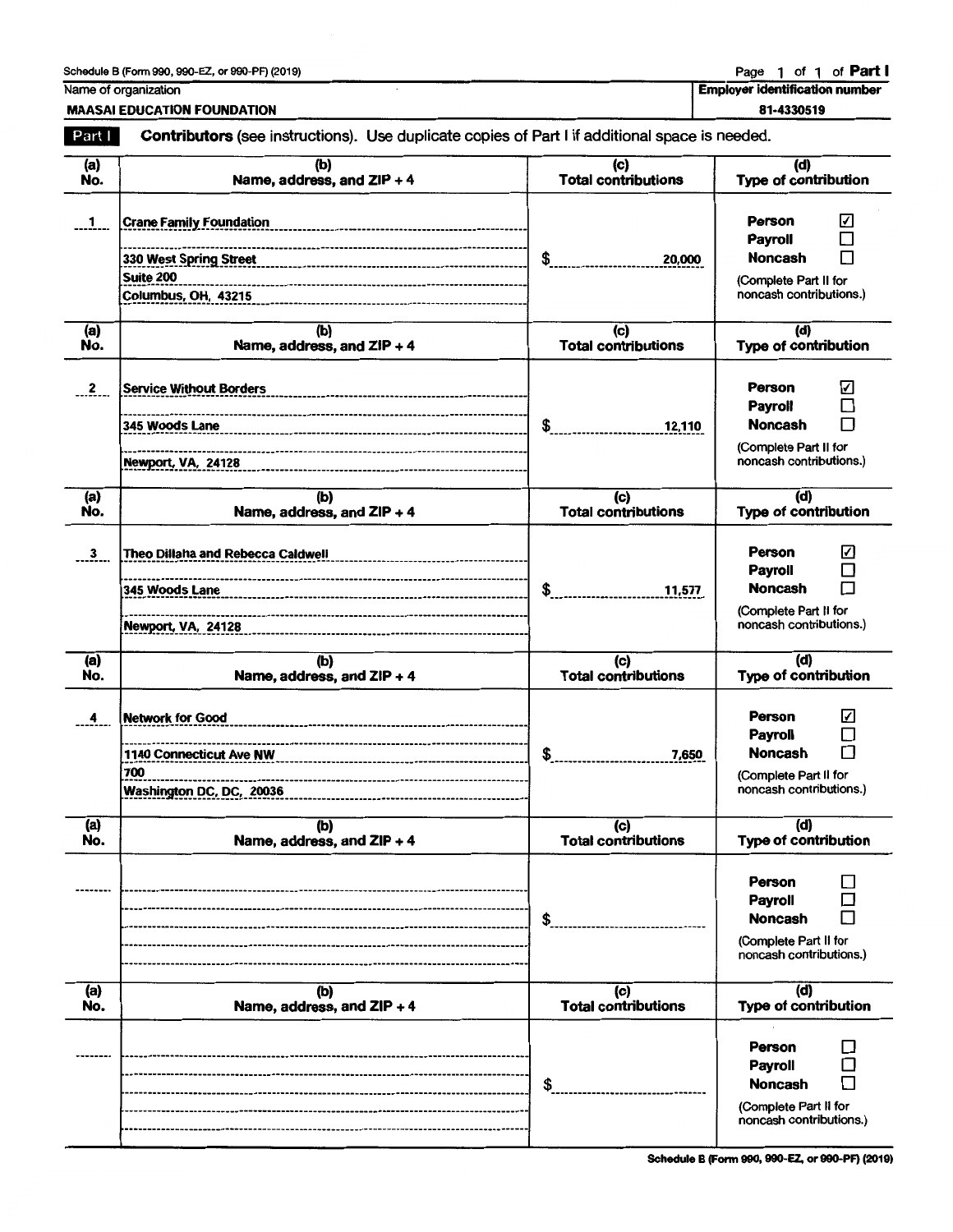Schedule B (Form 990, 990-EZ, or 990-PF) (2019)

Page 1 of 1 of **Part I**

Name of organization: **MAASAI EDUCATION FOUNDATION**

**Employer identification number**: 81-4330519

**Part I** **Contributors** (see instructions). Use duplicate copies of Part I if additional space is needed.

| (a) No. | (b) Name, address, and ZIP + 4 | (c) Total contributions | (d) Type of contribution |
|---|---|---|---|
| 1 | Crane Family Foundation<br>330 West Spring Street<br>Suite 200<br>Columbus, OH, 43215 | $ 20,000 | Person ☑<br>Payroll ☐<br>Noncash ☐<br>(Complete Part II for noncash contributions.) |
| 2 | Service Without Borders<br>345 Woods Lane<br>Newport, VA, 24128 | $ 12,110 | Person ☑<br>Payroll ☐<br>Noncash ☐<br>(Complete Part II for noncash contributions.) |
| 3 | Theo Dillaha and Rebecca Caldwell<br>345 Woods Lane<br>Newport, VA, 24128 | $ 11,577 | Person ☑<br>Payroll ☐<br>Noncash ☐<br>(Complete Part II for noncash contributions.) |
| 4 | Network for Good<br>1140 Connecticut Ave NW<br>700<br>Washington DC, DC, 20036 | $ 7,650 | Person ☑<br>Payroll ☐<br>Noncash ☐<br>(Complete Part II for noncash contributions.) |
| | | $ | Person ☐<br>Payroll ☐<br>Noncash ☐<br>(Complete Part II for noncash contributions.) |
| | | $ | Person ☐<br>Payroll ☐<br>Noncash ☐<br>(Complete Part II for noncash contributions.) |

Schedule B (Form 990, 990-EZ, or 990-PF) (2019)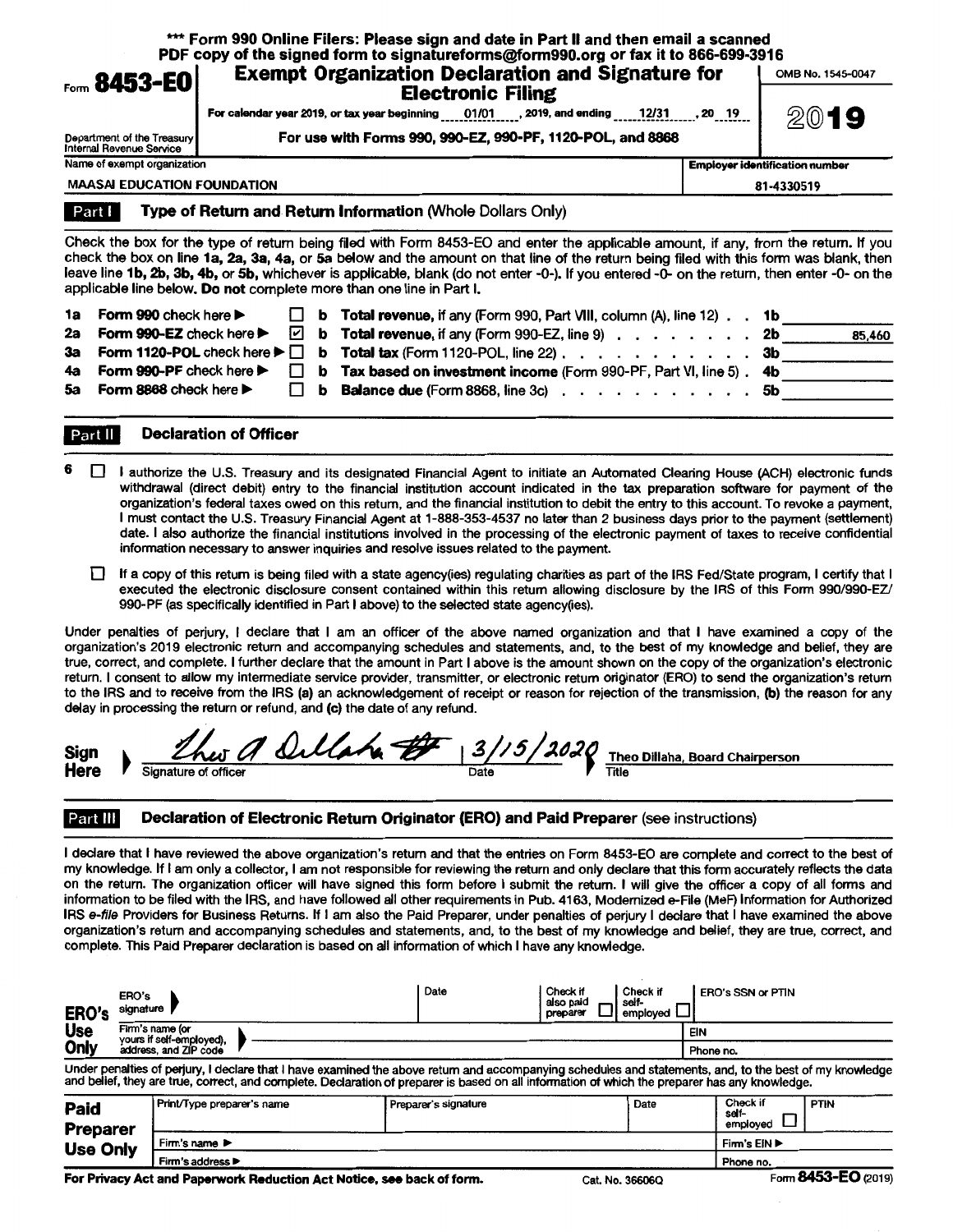\*\*\* Form 990 Online Filers: Please sign and date in Part II and then email a scanned PDF copy of the signed form to signatureforms@form990.org or fax it to 866-699-3916

# Form 8453-EO — Exempt Organization Declaration and Signature for Electronic Filing

OMB No. 1545-0047

**2019**

For calendar year 2019, or tax year beginning 01/01, 2019, and ending 12/31, 20 19

Department of the Treasury
Internal Revenue Service

For use with Forms 990, 990-EZ, 990-PF, 1120-POL, and 8868

| Name of exempt organization | Employer identification number |
|---|---|
| MAASAI EDUCATION FOUNDATION | 81-4330519 |

## Part I — Type of Return and Return Information (Whole Dollars Only)

Check the box for the type of return being filed with Form 8453-EO and enter the applicable amount, if any, from the return. If you check the box on line **1a**, **2a**, **3a**, **4a**, or **5a** below and the amount on that line of the return being filed with this form was blank, then leave line **1b**, **2b**, **3b**, **4b**, or **5b**, whichever is applicable, blank (do not enter -0-). If you entered -0- on the return, then enter -0- on the applicable line below. **Do not** complete more than one line in Part I.

| | | | | | |
|---|---|---|---|---|---|
| 1a | Form 990 check here ▶ | ☐ | b Total revenue, if any (Form 990, Part VIII, column (A), line 12) | 1b | |
| 2a | Form 990-EZ check here ▶ | ☑ | b Total revenue, if any (Form 990-EZ, line 9) | 2b | 85,460 |
| 3a | Form 1120-POL check here ▶ | ☐ | b Total tax (Form 1120-POL, line 22) | 3b | |
| 4a | Form 990-PF check here ▶ | ☐ | b Tax based on investment income (Form 990-PF, Part VI, line 5) | 4b | |
| 5a | Form 8868 check here ▶ | ☐ | b Balance due (Form 8868, line 3c) | 5b | |

## Part II — Declaration of Officer

6 ☐ I authorize the U.S. Treasury and its designated Financial Agent to initiate an Automated Clearing House (ACH) electronic funds withdrawal (direct debit) entry to the financial institution account indicated in the tax preparation software for payment of the organization's federal taxes owed on this return, and the financial institution to debit the entry to this account. To revoke a payment, I must contact the U.S. Treasury Financial Agent at 1-888-353-4537 no later than 2 business days prior to the payment (settlement) date. I also authorize the financial institutions involved in the processing of the electronic payment of taxes to receive confidential information necessary to answer inquiries and resolve issues related to the payment.

☐ If a copy of this return is being filed with a state agency(ies) regulating charities as part of the IRS Fed/State program, I certify that I executed the electronic disclosure consent contained within this return allowing disclosure by the IRS of this Form 990/990-EZ/990-PF (as specifically identified in Part I above) to the selected state agency(ies).

Under penalties of perjury, I declare that I am an officer of the above named organization and that I have examined a copy of the organization's 2019 electronic return and accompanying schedules and statements, and, to the best of my knowledge and belief, they are true, correct, and complete. I further declare that the amount in Part I above is the amount shown on the copy of the organization's electronic return. I consent to allow my intermediate service provider, transmitter, or electronic return originator (ERO) to send the organization's return to the IRS and to receive from the IRS (a) an acknowledgement of receipt or reason for rejection of the transmission, (b) the reason for any delay in processing the return or refund, and (c) the date of any refund.

**Sign Here** ▶ Signature of officer: Theo A Dillaha | Date: 3/15/2020 | Title: Theo Dillaha, Board Chairperson

## Part III — Declaration of Electronic Return Originator (ERO) and Paid Preparer (see instructions)

I declare that I have reviewed the above organization's return and that the entries on Form 8453-EO are complete and correct to the best of my knowledge. If I am only a collector, I am not responsible for reviewing the return and only declare that this form accurately reflects the data on the return. The organization officer will have signed this form before I submit the return. I will give the officer a copy of all forms and information to be filed with the IRS, and have followed all other requirements in Pub. 4163, Modernized e-File (MeF) Information for Authorized IRS *e-file* Providers for Business Returns. If I am also the Paid Preparer, under penalties of perjury I declare that I have examined the above organization's return and accompanying schedules and statements, and, to the best of my knowledge and belief, they are true, correct, and complete. This Paid Preparer declaration is based on all information of which I have any knowledge.

| | | | | | | |
|---|---|---|---|---|---|---|
| **ERO's Use Only** | ERO's signature ▶ | Date | Check if also paid preparer ☐ | Check if self-employed ☐ | ERO's SSN or PTIN | |
| | Firm's name (or yours if self-employed), address, and ZIP code ▶ | | | | EIN | |
| | | | | | Phone no. | |

Under penalties of perjury, I declare that I have examined the above return and accompanying schedules and statements, and, to the best of my knowledge and belief, they are true, correct, and complete. Declaration of preparer is based on all information of which the preparer has any knowledge.

| | | | | | |
|---|---|---|---|---|---|
| **Paid Preparer Use Only** | Print/Type preparer's name | Preparer's signature | Date | Check if self-employed ☐ | PTIN |
| | Firm's name ▶ | | | Firm's EIN ▶ | |
| | Firm's address ▶ | | | Phone no. | |

For Privacy Act and Paperwork Reduction Act Notice, see back of form. Cat. No. 36606Q Form **8453-EO** (2019)